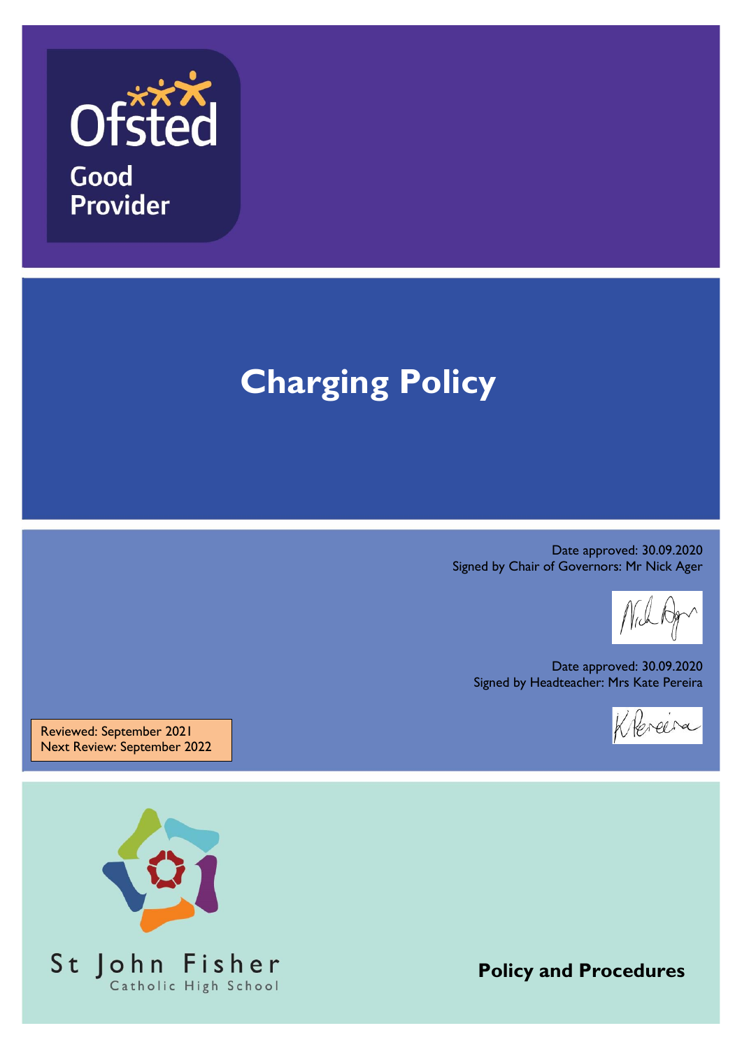Ofsted

Good Provider

# Charging Policy

Date approved: 30.09.2020
Signed by Chair of Governors: Mr Nick Ager

Date approved: 30.09.2020
Signed by Headteacher: Mrs Kate Pereira

Reviewed: September 2021
Next Review: September 2022

St John Fisher
Catholic High School

**Policy and Procedures**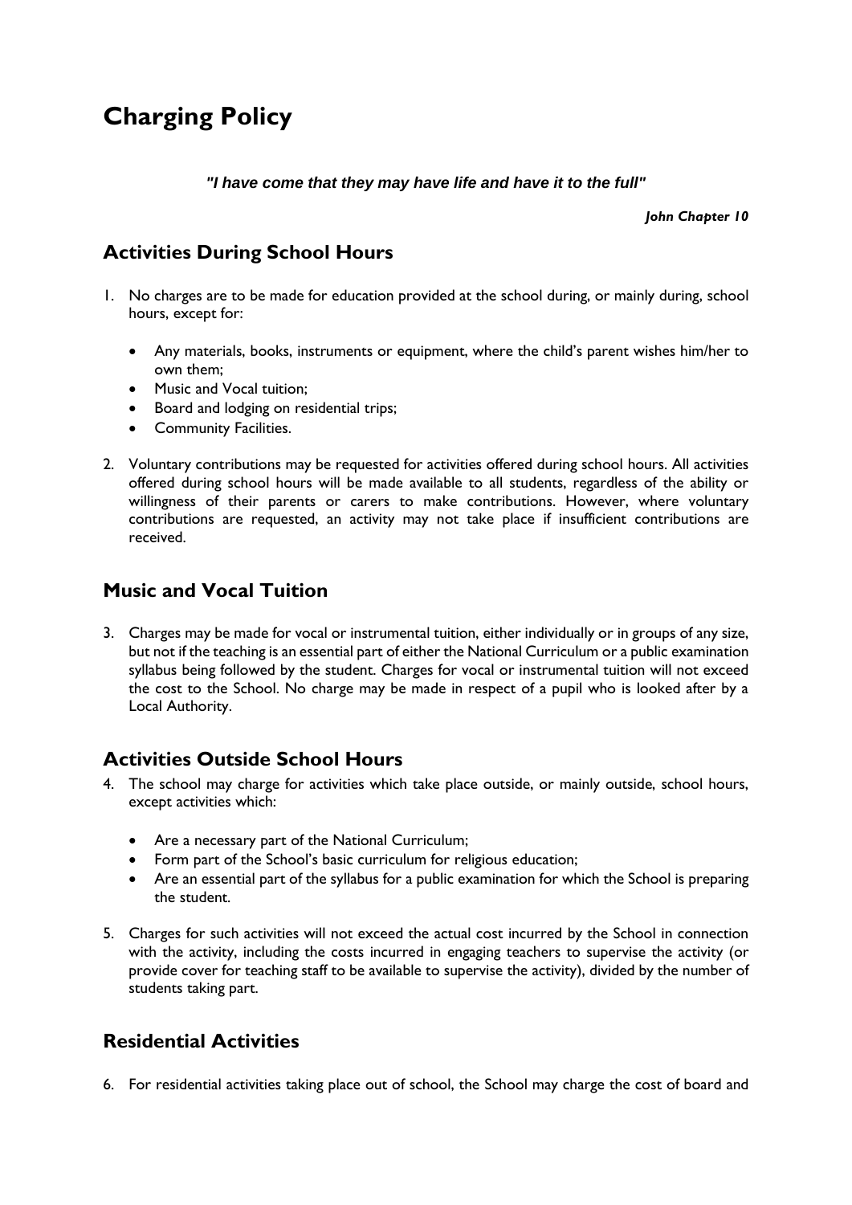# Charging Policy

***"I have come that they may have life and have it to the full"***

***John Chapter 10***

## Activities During School Hours

1. No charges are to be made for education provided at the school during, or mainly during, school hours, except for:

    - Any materials, books, instruments or equipment, where the child's parent wishes him/her to own them;
    - Music and Vocal tuition;
    - Board and lodging on residential trips;
    - Community Facilities.

2. Voluntary contributions may be requested for activities offered during school hours. All activities offered during school hours will be made available to all students, regardless of the ability or willingness of their parents or carers to make contributions. However, where voluntary contributions are requested, an activity may not take place if insufficient contributions are received.

## Music and Vocal Tuition

3. Charges may be made for vocal or instrumental tuition, either individually or in groups of any size, but not if the teaching is an essential part of either the National Curriculum or a public examination syllabus being followed by the student. Charges for vocal or instrumental tuition will not exceed the cost to the School. No charge may be made in respect of a pupil who is looked after by a Local Authority.

## Activities Outside School Hours

4. The school may charge for activities which take place outside, or mainly outside, school hours, except activities which:

    - Are a necessary part of the National Curriculum;
    - Form part of the School's basic curriculum for religious education;
    - Are an essential part of the syllabus for a public examination for which the School is preparing the student.

5. Charges for such activities will not exceed the actual cost incurred by the School in connection with the activity, including the costs incurred in engaging teachers to supervise the activity (or provide cover for teaching staff to be available to supervise the activity), divided by the number of students taking part.

## Residential Activities

6. For residential activities taking place out of school, the School may charge the cost of board and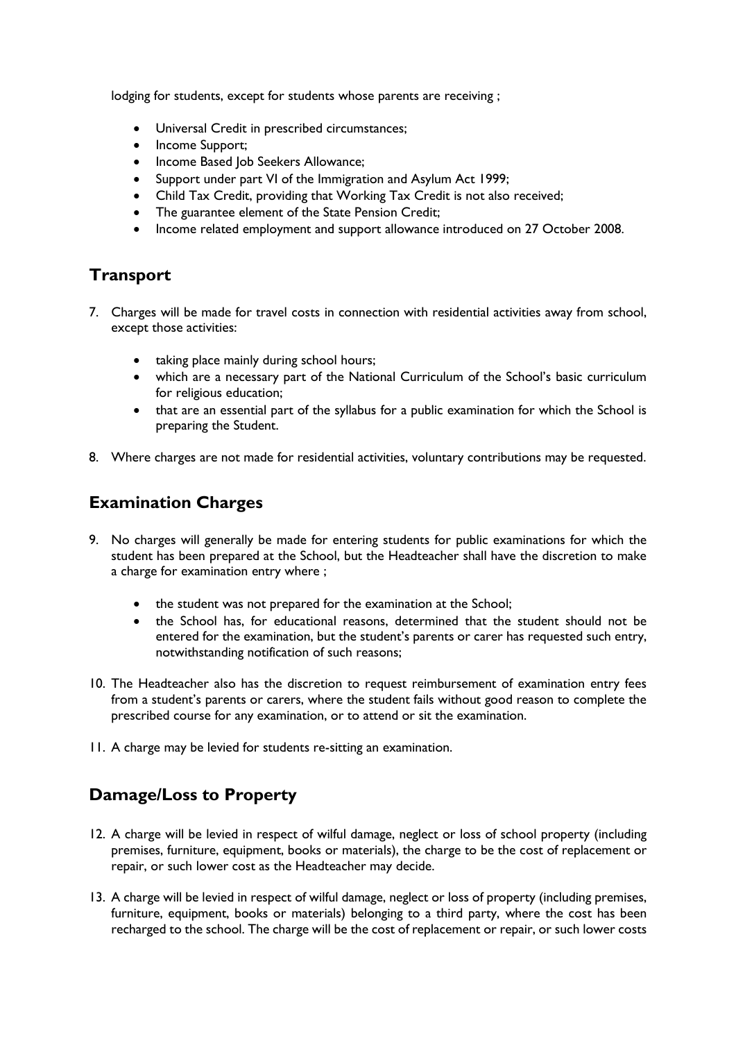lodging for students, except for students whose parents are receiving ;

- Universal Credit in prescribed circumstances;
- Income Support;
- Income Based Job Seekers Allowance;
- Support under part VI of the Immigration and Asylum Act 1999;
- Child Tax Credit, providing that Working Tax Credit is not also received;
- The guarantee element of the State Pension Credit;
- Income related employment and support allowance introduced on 27 October 2008.

## Transport

7. Charges will be made for travel costs in connection with residential activities away from school, except those activities:

    - taking place mainly during school hours;
    - which are a necessary part of the National Curriculum of the School's basic curriculum for religious education;
    - that are an essential part of the syllabus for a public examination for which the School is preparing the Student.

8. Where charges are not made for residential activities, voluntary contributions may be requested.

## Examination Charges

9. No charges will generally be made for entering students for public examinations for which the student has been prepared at the School, but the Headteacher shall have the discretion to make a charge for examination entry where ;

    - the student was not prepared for the examination at the School;
    - the School has, for educational reasons, determined that the student should not be entered for the examination, but the student's parents or carer has requested such entry, notwithstanding notification of such reasons;

10. The Headteacher also has the discretion to request reimbursement of examination entry fees from a student's parents or carers, where the student fails without good reason to complete the prescribed course for any examination, or to attend or sit the examination.

11. A charge may be levied for students re-sitting an examination.

## Damage/Loss to Property

12. A charge will be levied in respect of wilful damage, neglect or loss of school property (including premises, furniture, equipment, books or materials), the charge to be the cost of replacement or repair, or such lower cost as the Headteacher may decide.

13. A charge will be levied in respect of wilful damage, neglect or loss of property (including premises, furniture, equipment, books or materials) belonging to a third party, where the cost has been recharged to the school. The charge will be the cost of replacement or repair, or such lower costs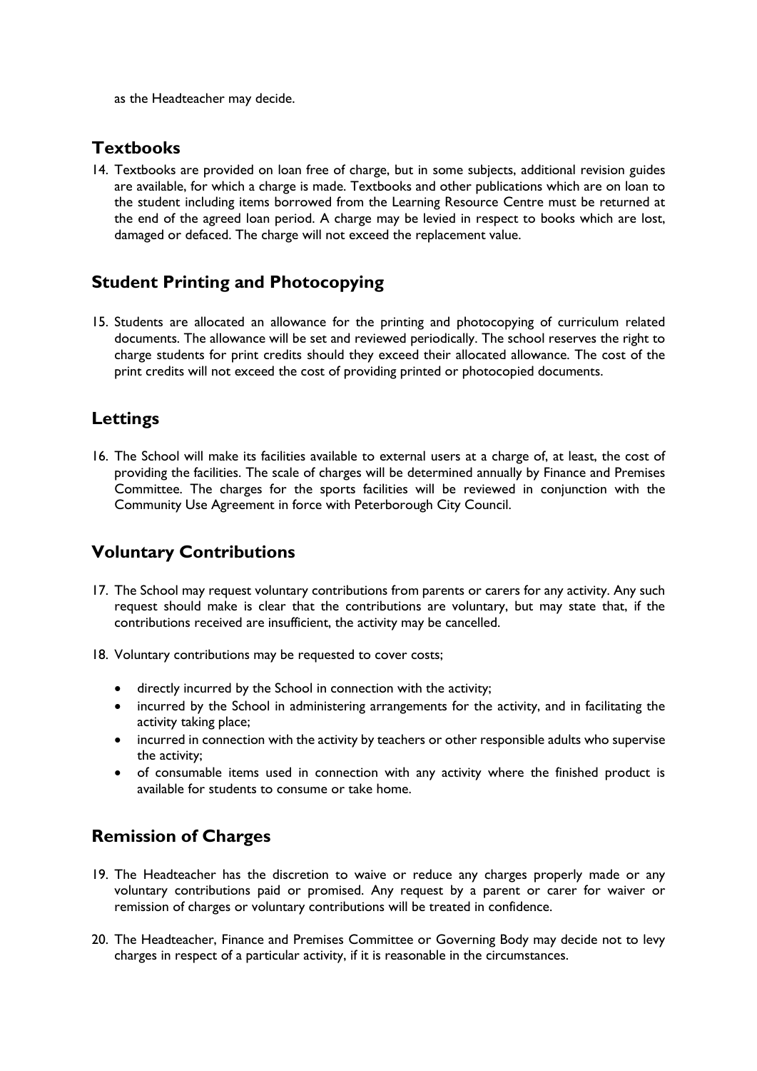as the Headteacher may decide.

## Textbooks

14. Textbooks are provided on loan free of charge, but in some subjects, additional revision guides are available, for which a charge is made. Textbooks and other publications which are on loan to the student including items borrowed from the Learning Resource Centre must be returned at the end of the agreed loan period. A charge may be levied in respect to books which are lost, damaged or defaced. The charge will not exceed the replacement value.

## Student Printing and Photocopying

15. Students are allocated an allowance for the printing and photocopying of curriculum related documents. The allowance will be set and reviewed periodically. The school reserves the right to charge students for print credits should they exceed their allocated allowance. The cost of the print credits will not exceed the cost of providing printed or photocopied documents.

## Lettings

16. The School will make its facilities available to external users at a charge of, at least, the cost of providing the facilities. The scale of charges will be determined annually by Finance and Premises Committee. The charges for the sports facilities will be reviewed in conjunction with the Community Use Agreement in force with Peterborough City Council.

## Voluntary Contributions

17. The School may request voluntary contributions from parents or carers for any activity. Any such request should make is clear that the contributions are voluntary, but may state that, if the contributions received are insufficient, the activity may be cancelled.

18. Voluntary contributions may be requested to cover costs;

    - directly incurred by the School in connection with the activity;
    - incurred by the School in administering arrangements for the activity, and in facilitating the activity taking place;
    - incurred in connection with the activity by teachers or other responsible adults who supervise the activity;
    - of consumable items used in connection with any activity where the finished product is available for students to consume or take home.

## Remission of Charges

19. The Headteacher has the discretion to waive or reduce any charges properly made or any voluntary contributions paid or promised. Any request by a parent or carer for waiver or remission of charges or voluntary contributions will be treated in confidence.

20. The Headteacher, Finance and Premises Committee or Governing Body may decide not to levy charges in respect of a particular activity, if it is reasonable in the circumstances.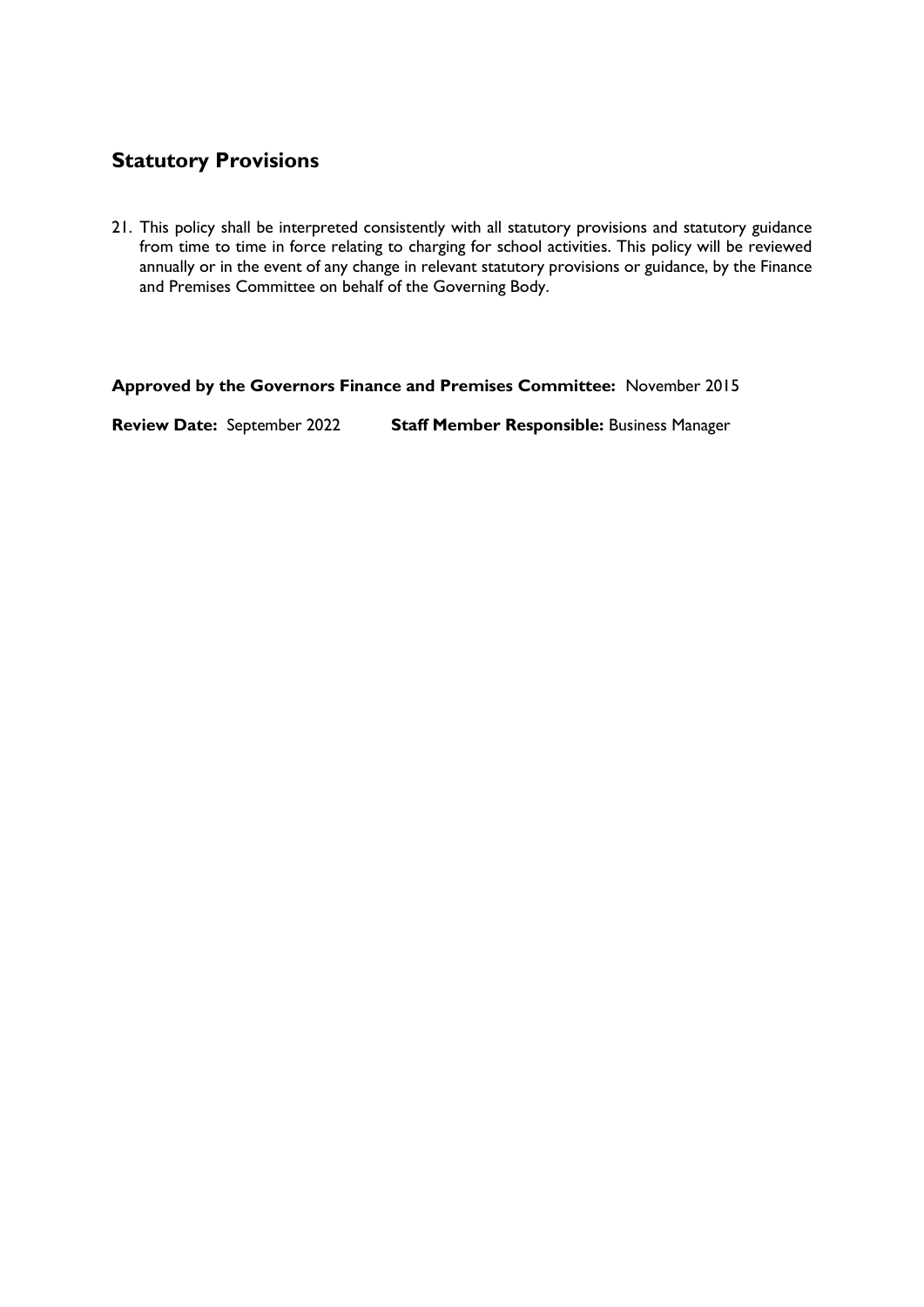## Statutory Provisions

21. This policy shall be interpreted consistently with all statutory provisions and statutory guidance from time to time in force relating to charging for school activities. This policy will be reviewed annually or in the event of any change in relevant statutory provisions or guidance, by the Finance and Premises Committee on behalf of the Governing Body.

**Approved by the Governors Finance and Premises Committee:** November 2015

**Review Date:** September 2022 **Staff Member Responsible:** Business Manager